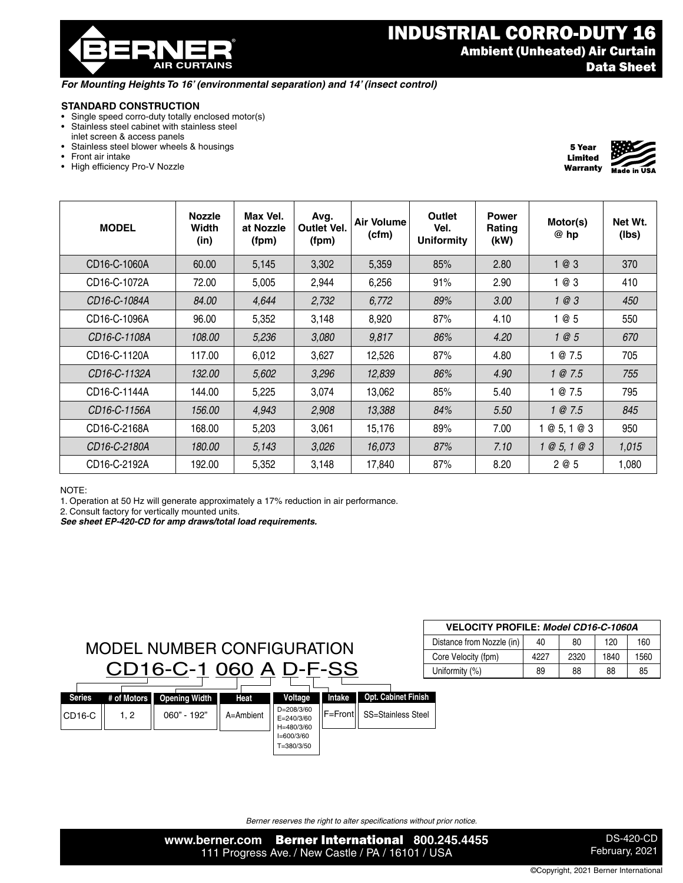# INDUSTRIAL CORRO-DUTY 16

## Ambient (Unheated) Air Curtain Data Sheet

***For Mounting Heights To 16' (environmental separation) and 14' (insect control)***

**STANDARD CONSTRUCTION**

- Single speed corro-duty totally enclosed motor(s)
- Stainless steel cabinet with stainless steel inlet screen & access panels
- Stainless steel blower wheels & housings
- Front air intake
- High efficiency Pro-V Nozzle

**5 Year Limited Warranty**

**Made in USA**

| MODEL | Nozzle Width (in) | Max Vel. at Nozzle (fpm) | Avg. Outlet Vel. (fpm) | Air Volume (cfm) | Outlet Vel. Uniformity | Power Rating (kW) | Motor(s) @ hp | Net Wt. (lbs) |
|---|---|---|---|---|---|---|---|---|
| CD16-C-1060A | 60.00 | 5,145 | 3,302 | 5,359 | 85% | 2.80 | 1 @ 3 | 370 |
| CD16-C-1072A | 72.00 | 5,005 | 2,944 | 6,256 | 91% | 2.90 | 1 @ 3 | 410 |
| *CD16-C-1084A* | *84.00* | *4,644* | *2,732* | *6,772* | *89%* | *3.00* | *1 @ 3* | *450* |
| CD16-C-1096A | 96.00 | 5,352 | 3,148 | 8,920 | 87% | 4.10 | 1 @ 5 | 550 |
| *CD16-C-1108A* | *108.00* | *5,236* | *3,080* | *9,817* | *86%* | *4.20* | *1 @ 5* | *670* |
| CD16-C-1120A | 117.00 | 6,012 | 3,627 | 12,526 | 87% | 4.80 | 1 @ 7.5 | 705 |
| *CD16-C-1132A* | *132.00* | *5,602* | *3,296* | *12,839* | *86%* | *4.90* | *1 @ 7.5* | *755* |
| CD16-C-1144A | 144.00 | 5,225 | 3,074 | 13,062 | 85% | 5.40 | 1 @ 7.5 | 795 |
| *CD16-C-1156A* | *156.00* | *4,943* | *2,908* | *13,388* | *84%* | *5.50* | *1 @ 7.5* | *845* |
| CD16-C-2168A | 168.00 | 5,203 | 3,061 | 15,176 | 89% | 7.00 | 1 @ 5, 1 @ 3 | 950 |
| *CD16-C-2180A* | *180.00* | *5,143* | *3,026* | *16,073* | *87%* | *7.10* | *1 @ 5, 1 @ 3* | *1,015* |
| CD16-C-2192A | 192.00 | 5,352 | 3,148 | 17,840 | 87% | 8.20 | 2 @ 5 | 1,080 |

NOTE:

1. Operation at 50 Hz will generate approximately a 17% reduction in air performance.
2. Consult factory for vertically mounted units.

***See sheet EP-420-CD for amp draws/total load requirements.***

## MODEL NUMBER CONFIGURATION

CD16-C-1 060 A D-F-SS

| Series | # of Motors | Opening Width | Heat | Voltage | Intake | Opt. Cabinet Finish |
|---|---|---|---|---|---|---|
| CD16-C | 1, 2 | 060" - 192" | A=Ambient | D=208/3/60<br>E=240/3/60<br>H=480/3/60<br>I=600/3/60<br>T=380/3/50 | F=Front | SS=Stainless Steel |

| VELOCITY PROFILE: *Model CD16-C-1060A* | | | | |
|---|---|---|---|---|
| Distance from Nozzle (in) | 40 | 80 | 120 | 160 |
| Core Velocity (fpm) | 4227 | 2320 | 1840 | 1560 |
| Uniformity (%) | 89 | 88 | 88 | 85 |

*Berner reserves the right to alter specifications without prior notice.*

www.berner.com **Berner International** 800.245.4455
111 Progress Ave. / New Castle / PA / 16101 / USA

DS-420-CD
February, 2021

©Copyright, 2021 Berner International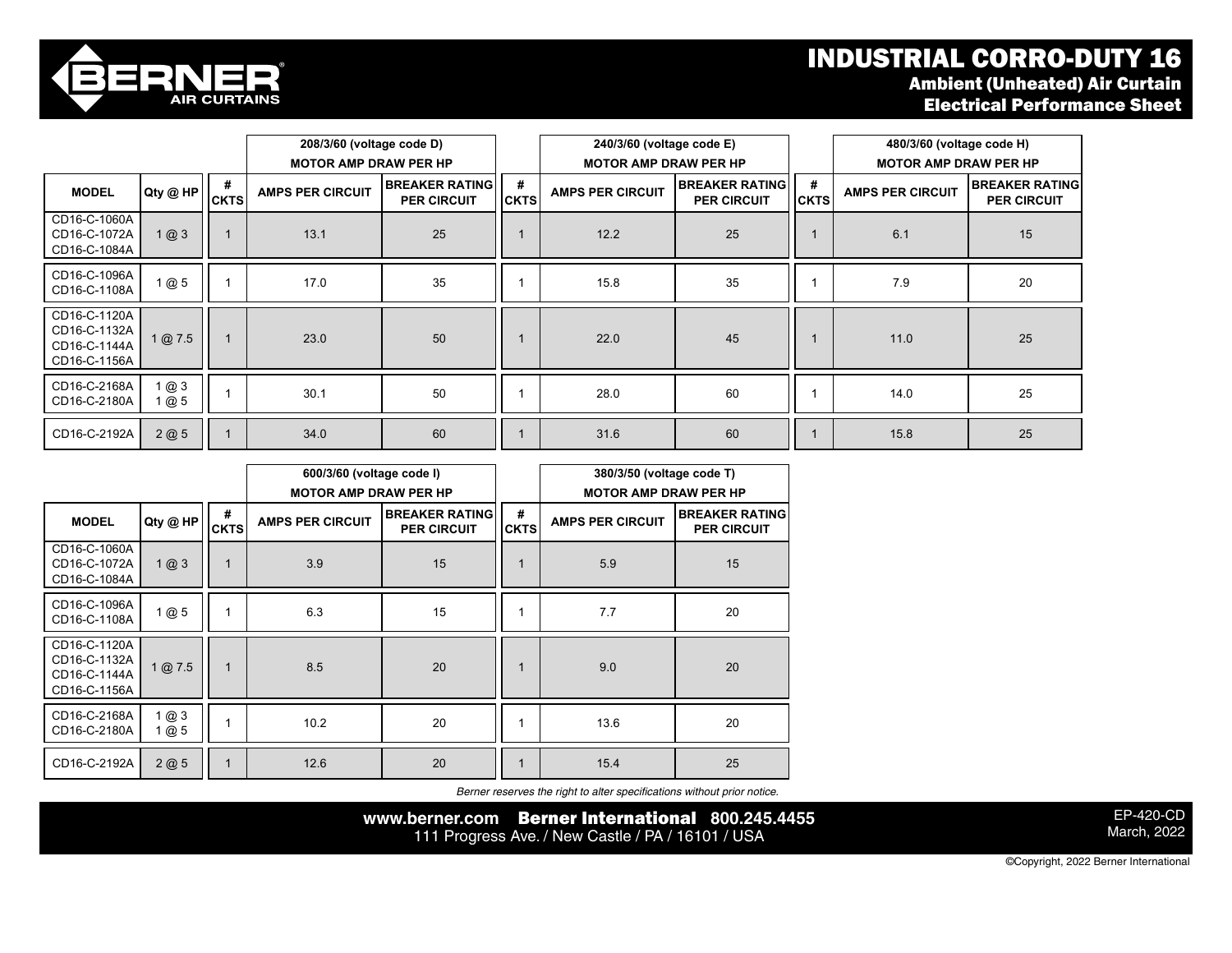# INDUSTRIAL CORRO-DUTY 16

## Ambient (Unheated) Air Curtain
## Electrical Performance Sheet

| MODEL | Qty @ HP | 208/3/60 (voltage code D) MOTOR AMP DRAW PER HP | | | 240/3/60 (voltage code E) MOTOR AMP DRAW PER HP | | | 480/3/60 (voltage code H) MOTOR AMP DRAW PER HP | | |
|---|---|---|---|---|---|---|---|---|---|---|
| | | # CKTS | AMPS PER CIRCUIT | BREAKER RATING PER CIRCUIT | # CKTS | AMPS PER CIRCUIT | BREAKER RATING PER CIRCUIT | # CKTS | AMPS PER CIRCUIT | BREAKER RATING PER CIRCUIT |
| CD16-C-1060A<br>CD16-C-1072A<br>CD16-C-1084A | 1 @ 3 | 1 | 13.1 | 25 | 1 | 12.2 | 25 | 1 | 6.1 | 15 |
| CD16-C-1096A<br>CD16-C-1108A | 1 @ 5 | 1 | 17.0 | 35 | 1 | 15.8 | 35 | 1 | 7.9 | 20 |
| CD16-C-1120A<br>CD16-C-1132A<br>CD16-C-1144A<br>CD16-C-1156A | 1 @ 7.5 | 1 | 23.0 | 50 | 1 | 22.0 | 45 | 1 | 11.0 | 25 |
| CD16-C-2168A<br>CD16-C-2180A | 1 @ 3<br>1 @ 5 | 1 | 30.1 | 50 | 1 | 28.0 | 60 | 1 | 14.0 | 25 |
| CD16-C-2192A | 2 @ 5 | 1 | 34.0 | 60 | 1 | 31.6 | 60 | 1 | 15.8 | 25 |

| MODEL | Qty @ HP | 600/3/60 (voltage code I) MOTOR AMP DRAW PER HP | | | 380/3/50 (voltage code T) MOTOR AMP DRAW PER HP | | |
|---|---|---|---|---|---|---|---|
| | | # CKTS | AMPS PER CIRCUIT | BREAKER RATING PER CIRCUIT | # CKTS | AMPS PER CIRCUIT | BREAKER RATING PER CIRCUIT |
| CD16-C-1060A<br>CD16-C-1072A<br>CD16-C-1084A | 1 @ 3 | 1 | 3.9 | 15 | 1 | 5.9 | 15 |
| CD16-C-1096A<br>CD16-C-1108A | 1 @ 5 | 1 | 6.3 | 15 | 1 | 7.7 | 20 |
| CD16-C-1120A<br>CD16-C-1132A<br>CD16-C-1144A<br>CD16-C-1156A | 1 @ 7.5 | 1 | 8.5 | 20 | 1 | 9.0 | 20 |
| CD16-C-2168A<br>CD16-C-2180A | 1 @ 3<br>1 @ 5 | 1 | 10.2 | 20 | 1 | 13.6 | 20 |
| CD16-C-2192A | 2 @ 5 | 1 | 12.6 | 20 | 1 | 15.4 | 25 |

*Berner reserves the right to alter specifications without prior notice.*

www.berner.com **Berner International** 800.245.4455
111 Progress Ave. / New Castle / PA / 16101 / USA

EP-420-CD
March, 2022

©Copyright, 2022 Berner International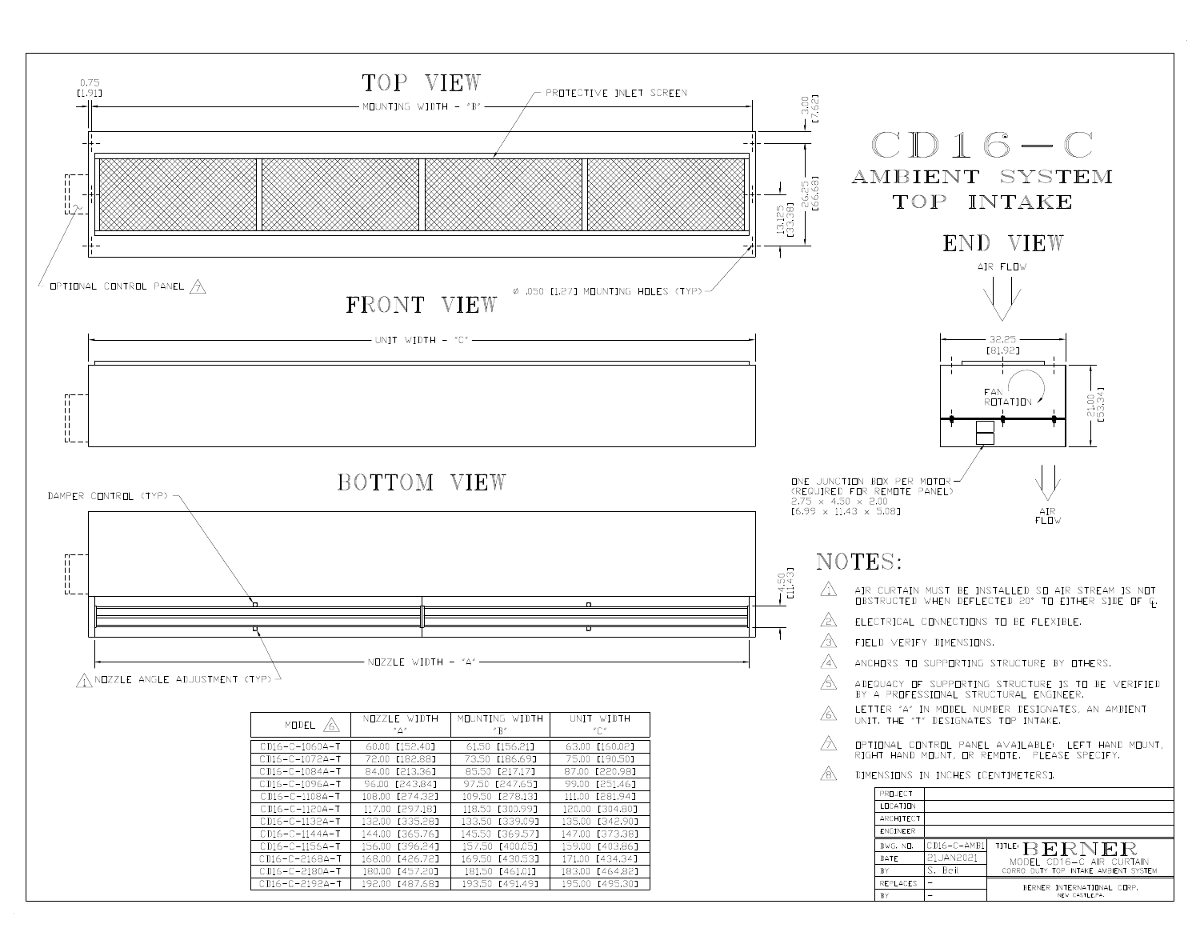# CD16-C

## AMBIENT SYSTEM TOP INTAKE

### TOP VIEW

0.75 [1.91]

MOUNTING WIDTH - "B"

PROTECTIVE INLET SCREEN

3.00 [7.62]

26.25 [66.68]

13.125 [33.38]

OPTIONAL CONTROL PANEL 7

Ø .050 [1.27] MOUNTING HOLES (TYP)

### FRONT VIEW

UNIT WIDTH - "C"

### BOTTOM VIEW

DAMPER CONTROL (TYP)

4.50 [11.43]

NOZZLE WIDTH - "A"

1 NOZZLE ANGLE ADJUSTMENT (TYP)

### END VIEW

AIR FLOW

32.25 [81.92]

FAN ROTATION

21.00 [53.34]

ONE JUNCTION BOX PER MOTOR (REQUIRED FOR REMOTE PANEL) 2.75 x 4.50 x 2.00 [6.99 x 11.43 x 5.08]

AIR FLOW

| MODEL 6 | NOZZLE WIDTH "A" | MOUNTING WIDTH "B" | UNIT WIDTH "C" |
|---|---|---|---|
| CD16-C-1060A-T | 60.00 [152.40] | 61.50 [156.21] | 63.00 [160.02] |
| CD16-C-1072A-T | 72.00 [182.88] | 73.50 [186.69] | 75.00 [190.50] |
| CD16-C-1084A-T | 84.00 [213.36] | 85.50 [217.17] | 87.00 [220.98] |
| CD16-C-1096A-T | 96.00 [243.84] | 97.50 [247.65] | 99.00 [251.46] |
| CD16-C-1108A-T | 108.00 [274.32] | 109.50 [278.13] | 111.00 [281.94] |
| CD16-C-1120A-T | 117.00 [297.18] | 118.50 [300.99] | 120.00 [304.80] |
| CD16-C-1132A-T | 132.00 [335.28] | 133.50 [339.09] | 135.00 [342.90] |
| CD16-C-1144A-T | 144.00 [365.76] | 145.50 [369.57] | 147.00 [373.38] |
| CD16-C-1156A-T | 156.00 [396.24] | 157.50 [400.05] | 159.00 [403.86] |
| CD16-C-2168A-T | 168.00 [426.72] | 169.50 [430.53] | 171.00 [434.34] |
| CD16-C-2180A-T | 180.00 [457.20] | 181.50 [461.01] | 183.00 [464.82] |
| CD16-C-2192A-T | 192.00 [487.68] | 193.50 [491.49] | 195.00 [495.30] |

## NOTES:

1. AIR CURTAIN MUST BE INSTALLED SO AIR STREAM IS NOT OBSTRUCTED WHEN DEFLECTED 20° TO EITHER SIDE OF ℄.
2. ELECTRICAL CONNECTIONS TO BE FLEXIBLE.
3. FIELD VERIFY DIMENSIONS.
4. ANCHORS TO SUPPORTING STRUCTURE BY OTHERS.
5. ADEQUACY OF SUPPORTING STRUCTURE IS TO BE VERIFIED BY A PROFESSIONAL STRUCTURAL ENGINEER.
6. LETTER "A" IN MODEL NUMBER DESIGNATES, AN AMBIENT UNIT. THE "T" DESIGNATES TOP INTAKE.
7. OPTIONAL CONTROL PANEL AVAILABLE: LEFT HAND MOUNT, RIGHT HAND MOUNT, OR REMOTE. PLEASE SPECIFY.
8. DIMENSIONS IN INCHES [CENTIMETERS].

| PROJECT | |
|---|---|
| LOCATION | |
| ARCHITECT | |
| ENGINEER | |

| DWG. NO. | CD16-C-AMB1 | TITLE: BERNER MODEL CD16-C AIR CURTAIN CORRO DUTY TOP INTAKE AMBIENT SYSTEM |
|---|---|---|
| DATE | 21JAN2021 | |
| BY | S. Beil | |
| REPLACES | - | BERNER INTERNATIONAL CORP. NEW CASTLE,PA. |
| BY | - | |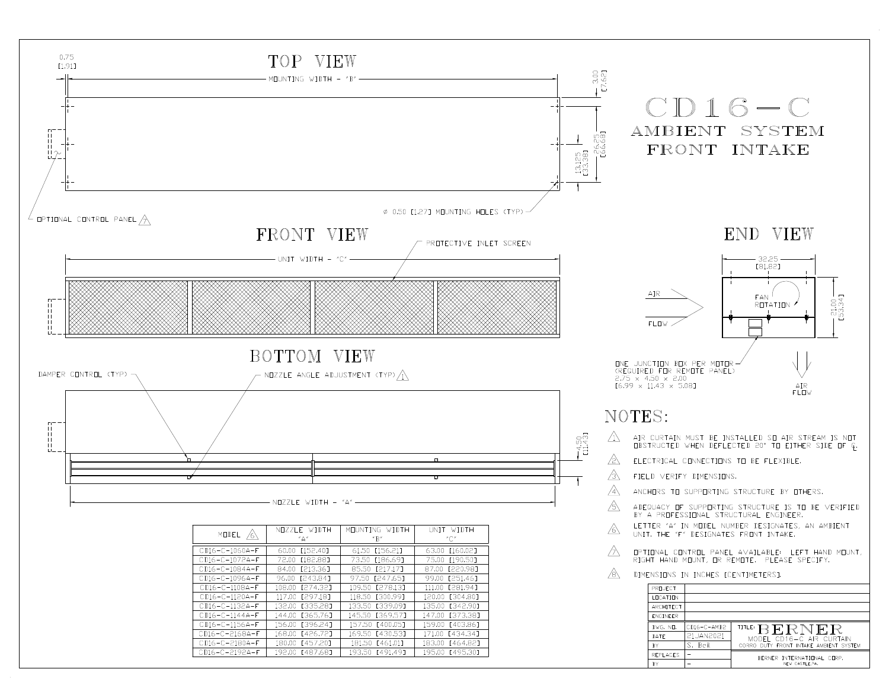# CD16-C

## AMBIENT SYSTEM FRONT INTAKE

### TOP VIEW

0.75 [1.91]

MOUNTING WIDTH - "B"

3.00 [7.62]

26.25 [66.68]

13.125 [33.38]

OPTIONAL CONTROL PANEL 7

Ø 0.50 [1.27] MOUNTING HOLES (TYP)

### FRONT VIEW

UNIT WIDTH - "C"

PROTECTIVE INLET SCREEN

### END VIEW

32.25 [81.82]

21.00 [53.34]

AIR FLOW

FAN ROTATION

ONE JUNCTION BOX PER MOTOR (REQUIRED FOR REMOTE PANEL) 2.75 x 4.50 x 2.00 [6.99 x 11.43 x 5.08]

AIR FLOW

### BOTTOM VIEW

DAMPER CONTROL (TYP)

NOZZLE ANGLE ADJUSTMENT (TYP) 1

4.50 [11.43]

NOZZLE WIDTH - "A"

| MODEL 6 | NOZZLE WIDTH "A" | MOUNTING WIDTH "B" | UNIT WIDTH "C" |
|---|---|---|---|
| CD16-C-1060A-F | 60.00 [152.40] | 61.50 [156.21] | 63.00 [160.02] |
| CD16-C-1072A-F | 72.00 [182.88] | 73.50 [186.69] | 75.00 [190.50] |
| CD16-C-1084A-F | 84.00 [213.36] | 85.50 [217.17] | 87.00 [220.98] |
| CD16-C-1096A-F | 96.00 [243.84] | 97.50 [247.65] | 99.00 [251.46] |
| CD16-C-1108A-F | 108.00 [274.32] | 109.50 [278.13] | 111.00 [281.94] |
| CD16-C-1120A-F | 117.00 [297.18] | 118.50 [300.99] | 120.00 [304.80] |
| CD16-C-1132A-F | 132.00 [335.28] | 133.50 [339.09] | 135.00 [342.90] |
| CD16-C-1144A-F | 144.00 [365.76] | 145.50 [369.57] | 147.00 [373.38] |
| CD16-C-1156A-F | 156.00 [396.24] | 157.50 [400.05] | 159.00 [403.86] |
| CD16-C-2168A-F | 168.00 [426.72] | 169.50 [430.53] | 171.00 [434.34] |
| CD16-C-2180A-F | 180.00 [457.20] | 181.50 [461.01] | 183.00 [464.82] |
| CD16-C-2192A-F | 192.00 [487.68] | 193.50 [491.49] | 195.00 [495.30] |

## NOTES:

1. AIR CURTAIN MUST BE INSTALLED SO AIR STREAM IS NOT OBSTRUCTED WHEN DEFLECTED 20° TO EITHER SIDE OF ℄.
2. ELECTRICAL CONNECTIONS TO BE FLEXIBLE.
3. FIELD VERIFY DIMENSIONS.
4. ANCHORS TO SUPPORTING STRUCTURE BY OTHERS.
5. ADEQUACY OF SUPPORTING STRUCTURE IS TO BE VERIFIED BY A PROFESSIONAL STRUCTURAL ENGINEER.
6. LETTER "A" IN MODEL NUMBER DESIGNATES, AN AMBIENT UNIT. THE "F" DESIGNATES FRONT INTAKE.
7. OPTIONAL CONTROL PANEL AVAILABLE: LEFT HAND MOUNT, RIGHT HAND MOUNT, OR REMOTE. PLEASE SPECIFY.
8. DIMENSIONS IN INCHES [CENTIMETERS].

| | |
|---|---|
| PROJECT | |
| LOCATION | |
| ARCHITECT | |
| ENGINEER | |

| | | |
|---|---|---|
| DWG. NO. | CD16-C-AMB2 | TITLE: BERNER MODEL CD16-C AIR CURTAIN CORRO DUTY FRONT INTAKE AMBIENT SYSTEM |
| DATE | 21JAN2021 | |
| BY | S. Beil | |
| REPLACES | - | BERNER INTERNATIONAL CORP. NEW CASTLE, PA. |
| BY | - | |